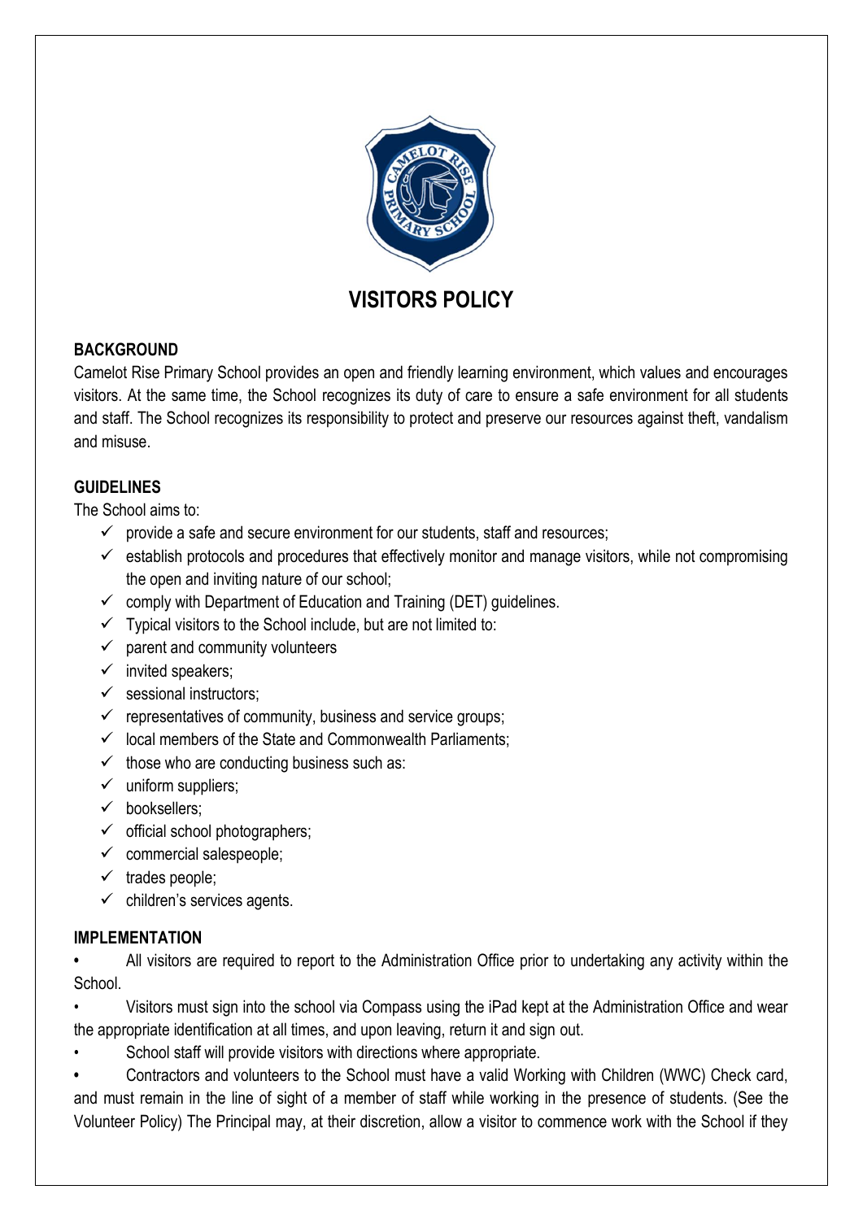# VISITORS POLICY

## BACKGROUND

Camelot Rise Primary School provides an open and friendly learning environment, which values and encourages visitors. At the same time, the School recognizes its duty of care to ensure a safe environment for all students and staff. The School recognizes its responsibility to protect and preserve our resources against theft, vandalism and misuse.

## GUIDELINES

The School aims to:

- ✓ provide a safe and secure environment for our students, staff and resources;
- ✓ establish protocols and procedures that effectively monitor and manage visitors, while not compromising the open and inviting nature of our school;
- ✓ comply with Department of Education and Training (DET) guidelines.
- ✓ Typical visitors to the School include, but are not limited to:
- ✓ parent and community volunteers
- ✓ invited speakers;
- ✓ sessional instructors;
- ✓ representatives of community, business and service groups;
- ✓ local members of the State and Commonwealth Parliaments;
- ✓ those who are conducting business such as:
- ✓ uniform suppliers;
- ✓ booksellers;
- ✓ official school photographers;
- ✓ commercial salespeople;
- ✓ trades people;
- ✓ children's services agents.

## IMPLEMENTATION

- All visitors are required to report to the Administration Office prior to undertaking any activity within the School.
- Visitors must sign into the school via Compass using the iPad kept at the Administration Office and wear the appropriate identification at all times, and upon leaving, return it and sign out.
- School staff will provide visitors with directions where appropriate.
- Contractors and volunteers to the School must have a valid Working with Children (WWC) Check card, and must remain in the line of sight of a member of staff while working in the presence of students. (See the Volunteer Policy) The Principal may, at their discretion, allow a visitor to commence work with the School if they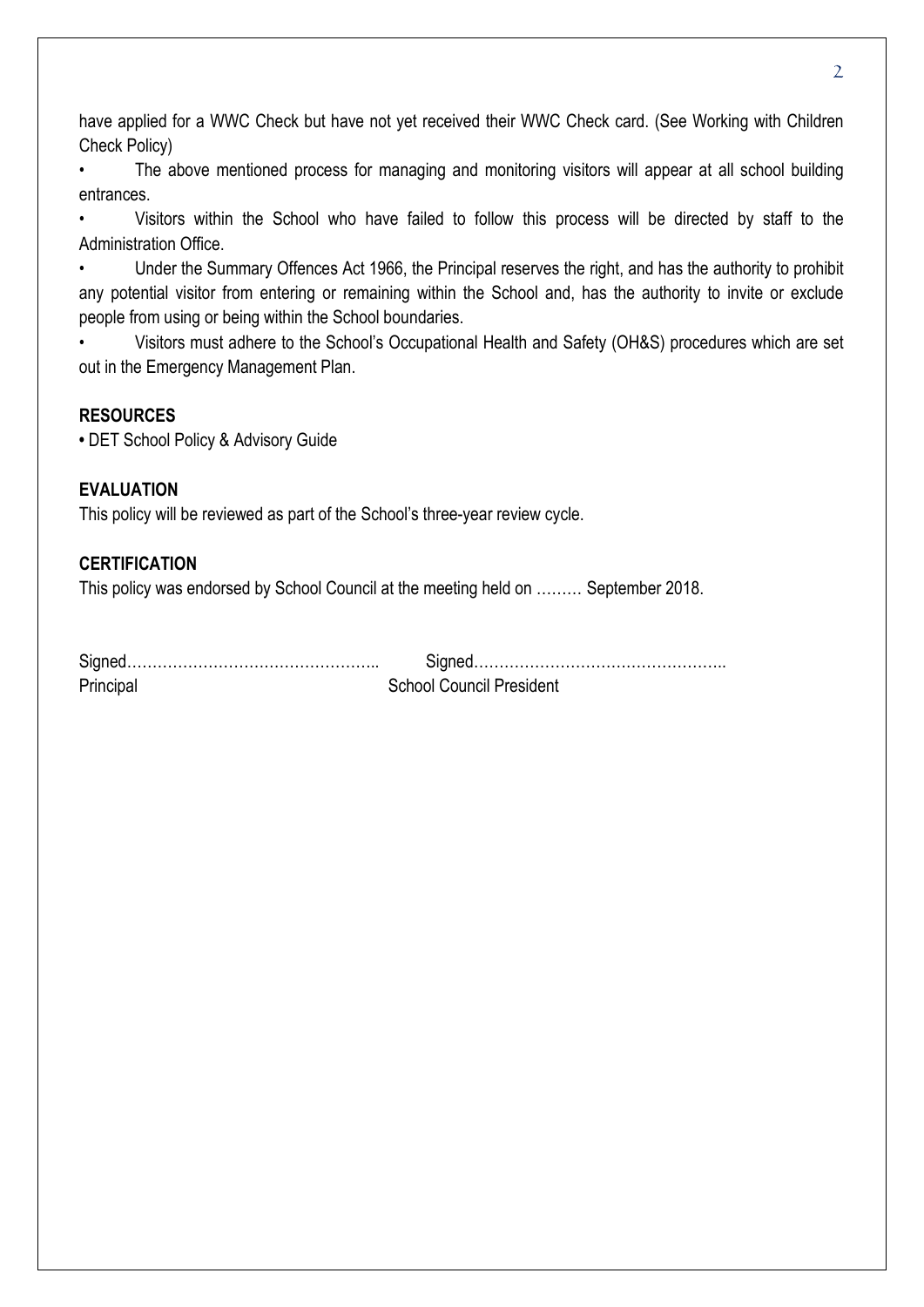have applied for a WWC Check but have not yet received their WWC Check card. (See Working with Children Check Policy)

- The above mentioned process for managing and monitoring visitors will appear at all school building entrances.
- Visitors within the School who have failed to follow this process will be directed by staff to the Administration Office.
- Under the Summary Offences Act 1966, the Principal reserves the right, and has the authority to prohibit any potential visitor from entering or remaining within the School and, has the authority to invite or exclude people from using or being within the School boundaries.
- Visitors must adhere to the School's Occupational Health and Safety (OH&S) procedures which are set out in the Emergency Management Plan.

**RESOURCES**

- DET School Policy & Advisory Guide

**EVALUATION**

This policy will be reviewed as part of the School's three-year review cycle.

**CERTIFICATION**

This policy was endorsed by School Council at the meeting held on ……… September 2018.

Signed…………………………………………..  Signed…………………………………………..

Principal  School Council President